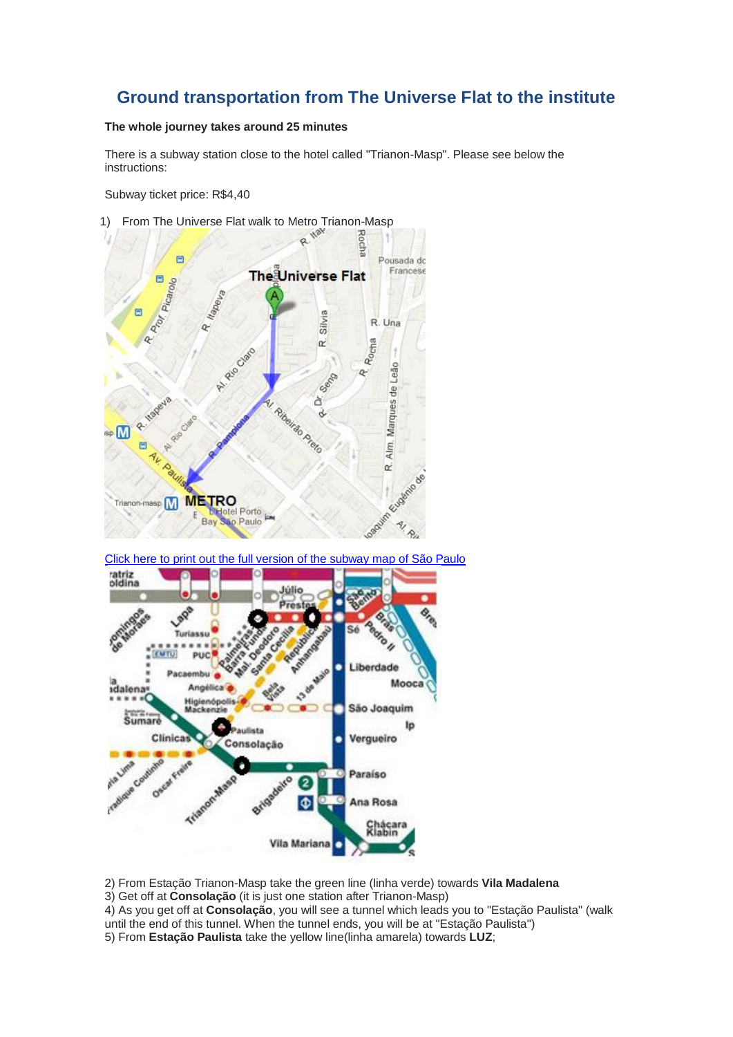# Ground transportation from The Universe Flat to the institute

**The whole journey takes around 25 minutes**

There is a subway station close to the hotel called "Trianon-Masp". Please see below the instructions:

Subway ticket price: R$4,40

1) From The Universe Flat walk to Metro Trianon-Masp

[Click here to print out the full version of the subway map of São Paulo]()

2) From Estação Trianon-Masp take the green line (linha verde) towards **Vila Madalena**
3) Get off at **Consolação** (it is just one station after Trianon-Masp)
4) As you get off at **Consolação**, you will see a tunnel which leads you to "Estação Paulista" (walk until the end of this tunnel. When the tunnel ends, you will be at "Estação Paulista")
5) From **Estação Paulista** take the yellow line(linha amarela) towards **LUZ**;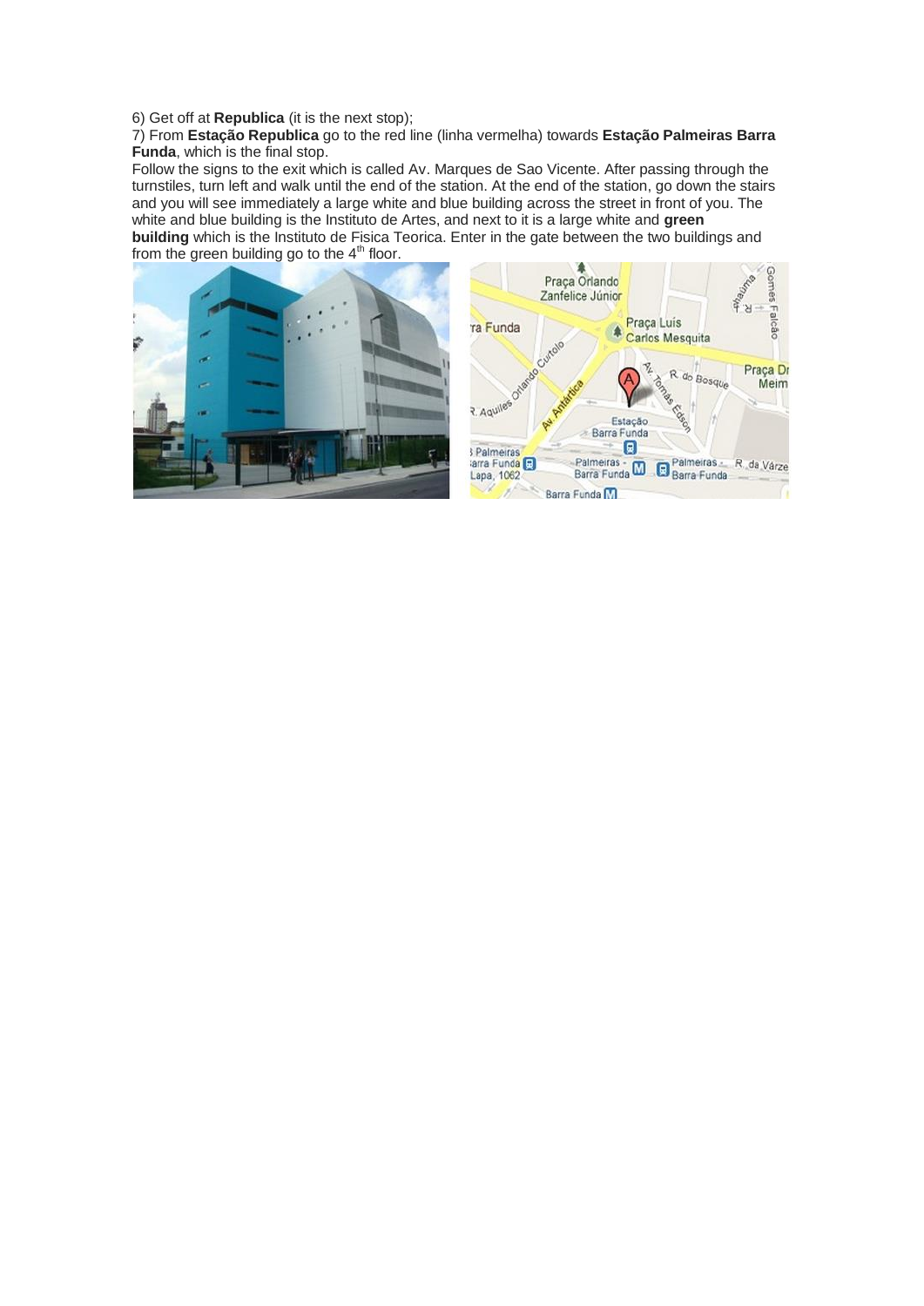6) Get off at **Republica** (it is the next stop);

7) From **Estação Republica** go to the red line (linha vermelha) towards **Estação Palmeiras Barra Funda**, which is the final stop.

Follow the signs to the exit which is called Av. Marques de Sao Vicente. After passing through the turnstiles, turn left and walk until the end of the station. At the end of the station, go down the stairs and you will see immediately a large white and blue building across the street in front of you. The white and blue building is the Instituto de Artes, and next to it is a large white and **green building** which is the Instituto de Fisica Teorica. Enter in the gate between the two buildings and from the green building go to the 4th floor.